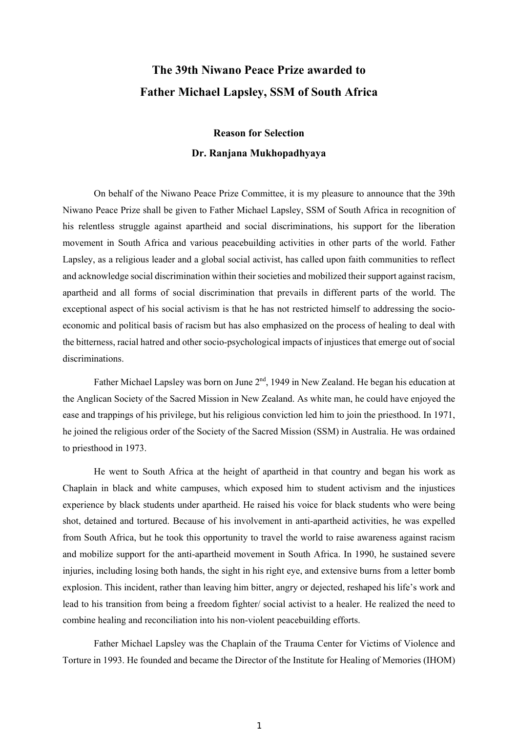# The 39th Niwano Peace Prize awarded to Father Michael Lapsley, SSM of South Africa

### Reason for Selection

### Dr. Ranjana Mukhopadhyaya

On behalf of the Niwano Peace Prize Committee, it is my pleasure to announce that the 39th Niwano Peace Prize shall be given to Father Michael Lapsley, SSM of South Africa in recognition of his relentless struggle against apartheid and social discriminations, his support for the liberation movement in South Africa and various peacebuilding activities in other parts of the world. Father Lapsley, as a religious leader and a global social activist, has called upon faith communities to reflect and acknowledge social discrimination within their societies and mobilized their support against racism, apartheid and all forms of social discrimination that prevails in different parts of the world. The exceptional aspect of his social activism is that he has not restricted himself to addressing the socio-economic and political basis of racism but has also emphasized on the process of healing to deal with the bitterness, racial hatred and other socio-psychological impacts of injustices that emerge out of social discriminations.

Father Michael Lapsley was born on June 2nd, 1949 in New Zealand. He began his education at the Anglican Society of the Sacred Mission in New Zealand. As white man, he could have enjoyed the ease and trappings of his privilege, but his religious conviction led him to join the priesthood. In 1971, he joined the religious order of the Society of the Sacred Mission (SSM) in Australia. He was ordained to priesthood in 1973.

He went to South Africa at the height of apartheid in that country and began his work as Chaplain in black and white campuses, which exposed him to student activism and the injustices experience by black students under apartheid. He raised his voice for black students who were being shot, detained and tortured. Because of his involvement in anti-apartheid activities, he was expelled from South Africa, but he took this opportunity to travel the world to raise awareness against racism and mobilize support for the anti-apartheid movement in South Africa. In 1990, he sustained severe injuries, including losing both hands, the sight in his right eye, and extensive burns from a letter bomb explosion. This incident, rather than leaving him bitter, angry or dejected, reshaped his life's work and lead to his transition from being a freedom fighter/ social activist to a healer. He realized the need to combine healing and reconciliation into his non-violent peacebuilding efforts.

Father Michael Lapsley was the Chaplain of the Trauma Center for Victims of Violence and Torture in 1993. He founded and became the Director of the Institute for Healing of Memories (IHOM)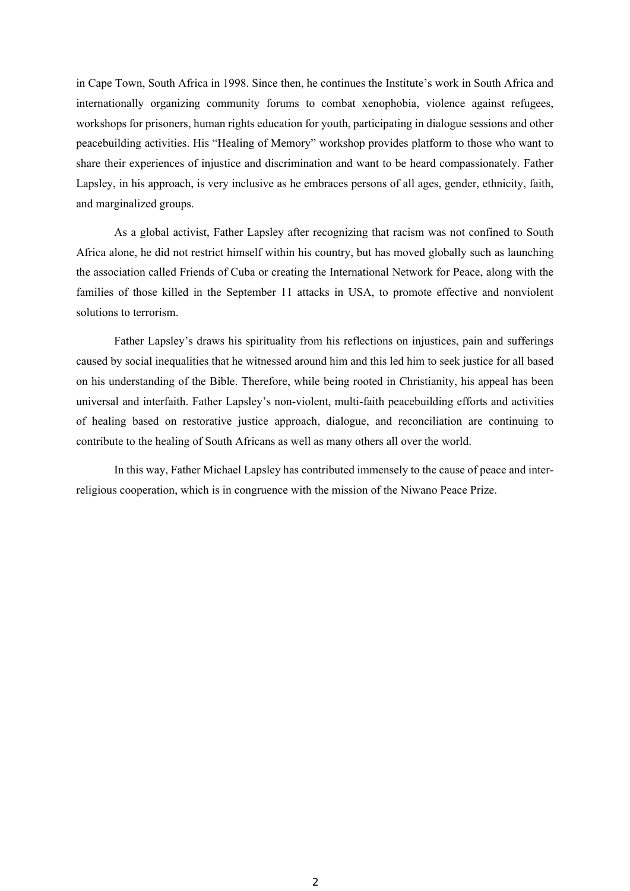in Cape Town, South Africa in 1998. Since then, he continues the Institute's work in South Africa and internationally organizing community forums to combat xenophobia, violence against refugees, workshops for prisoners, human rights education for youth, participating in dialogue sessions and other peacebuilding activities. His "Healing of Memory" workshop provides platform to those who want to share their experiences of injustice and discrimination and want to be heard compassionately. Father Lapsley, in his approach, is very inclusive as he embraces persons of all ages, gender, ethnicity, faith, and marginalized groups.

As a global activist, Father Lapsley after recognizing that racism was not confined to South Africa alone, he did not restrict himself within his country, but has moved globally such as launching the association called Friends of Cuba or creating the International Network for Peace, along with the families of those killed in the September 11 attacks in USA, to promote effective and nonviolent solutions to terrorism.

Father Lapsley's draws his spirituality from his reflections on injustices, pain and sufferings caused by social inequalities that he witnessed around him and this led him to seek justice for all based on his understanding of the Bible. Therefore, while being rooted in Christianity, his appeal has been universal and interfaith. Father Lapsley's non-violent, multi-faith peacebuilding efforts and activities of healing based on restorative justice approach, dialogue, and reconciliation are continuing to contribute to the healing of South Africans as well as many others all over the world.

In this way, Father Michael Lapsley has contributed immensely to the cause of peace and inter-religious cooperation, which is in congruence with the mission of the Niwano Peace Prize.